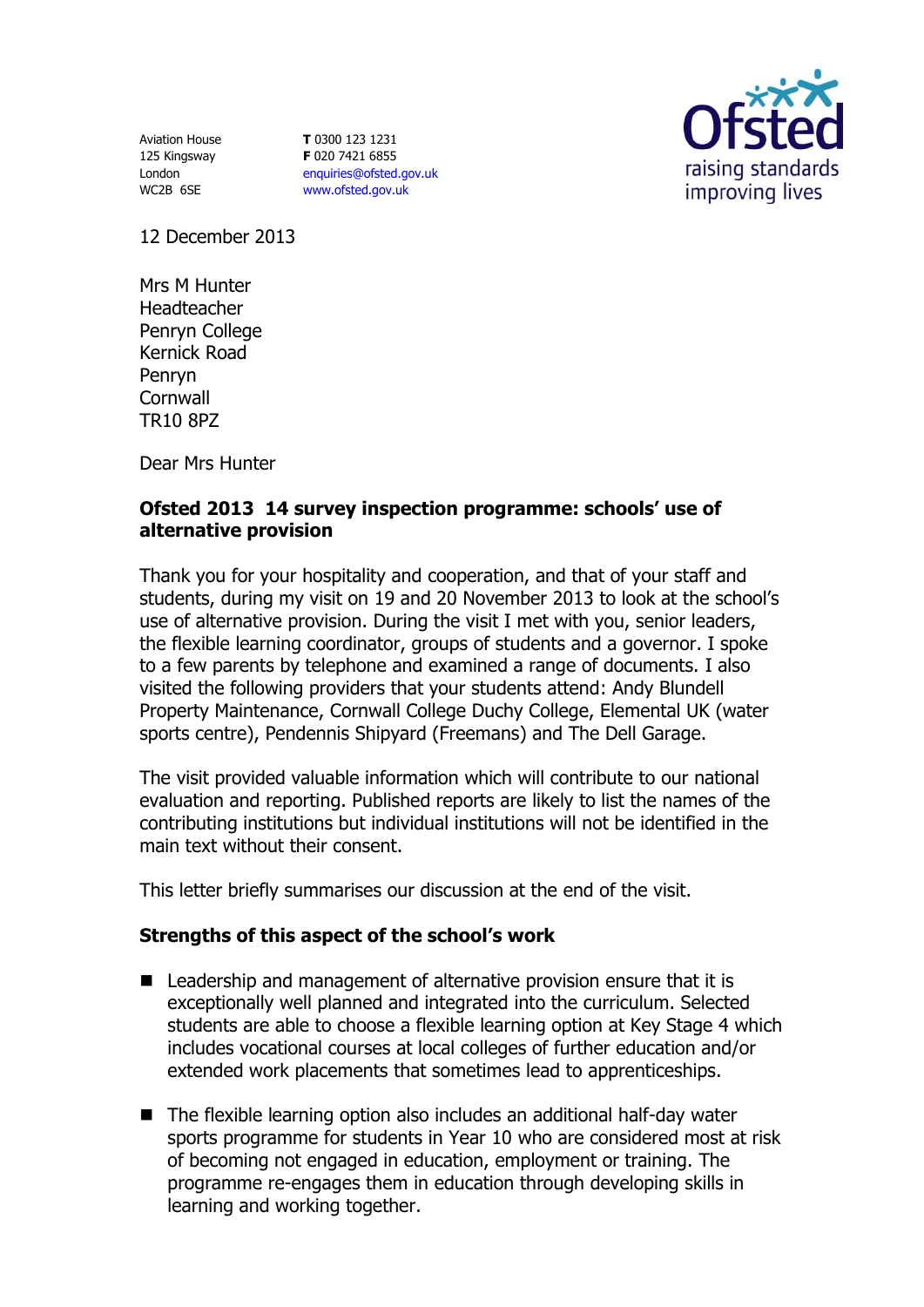Aviation House
125 Kingsway
London
WC2B 6SE

**T** 0300 123 1231
**F** 020 7421 6855
enquiries@ofsted.gov.uk
www.ofsted.gov.uk

Ofsted
raising standards
improving lives

12 December 2013

Mrs M Hunter
Headteacher
Penryn College
Kernick Road
Penryn
Cornwall
TR10 8PZ

Dear Mrs Hunter

**Ofsted 2013 14 survey inspection programme: schools' use of alternative provision**

Thank you for your hospitality and cooperation, and that of your staff and students, during my visit on 19 and 20 November 2013 to look at the school's use of alternative provision. During the visit I met with you, senior leaders, the flexible learning coordinator, groups of students and a governor. I spoke to a few parents by telephone and examined a range of documents. I also visited the following providers that your students attend: Andy Blundell Property Maintenance, Cornwall College Duchy College, Elemental UK (water sports centre), Pendennis Shipyard (Freemans) and The Dell Garage.

The visit provided valuable information which will contribute to our national evaluation and reporting. Published reports are likely to list the names of the contributing institutions but individual institutions will not be identified in the main text without their consent.

This letter briefly summarises our discussion at the end of the visit.

**Strengths of this aspect of the school's work**

- Leadership and management of alternative provision ensure that it is exceptionally well planned and integrated into the curriculum. Selected students are able to choose a flexible learning option at Key Stage 4 which includes vocational courses at local colleges of further education and/or extended work placements that sometimes lead to apprenticeships.
- The flexible learning option also includes an additional half-day water sports programme for students in Year 10 who are considered most at risk of becoming not engaged in education, employment or training. The programme re-engages them in education through developing skills in learning and working together.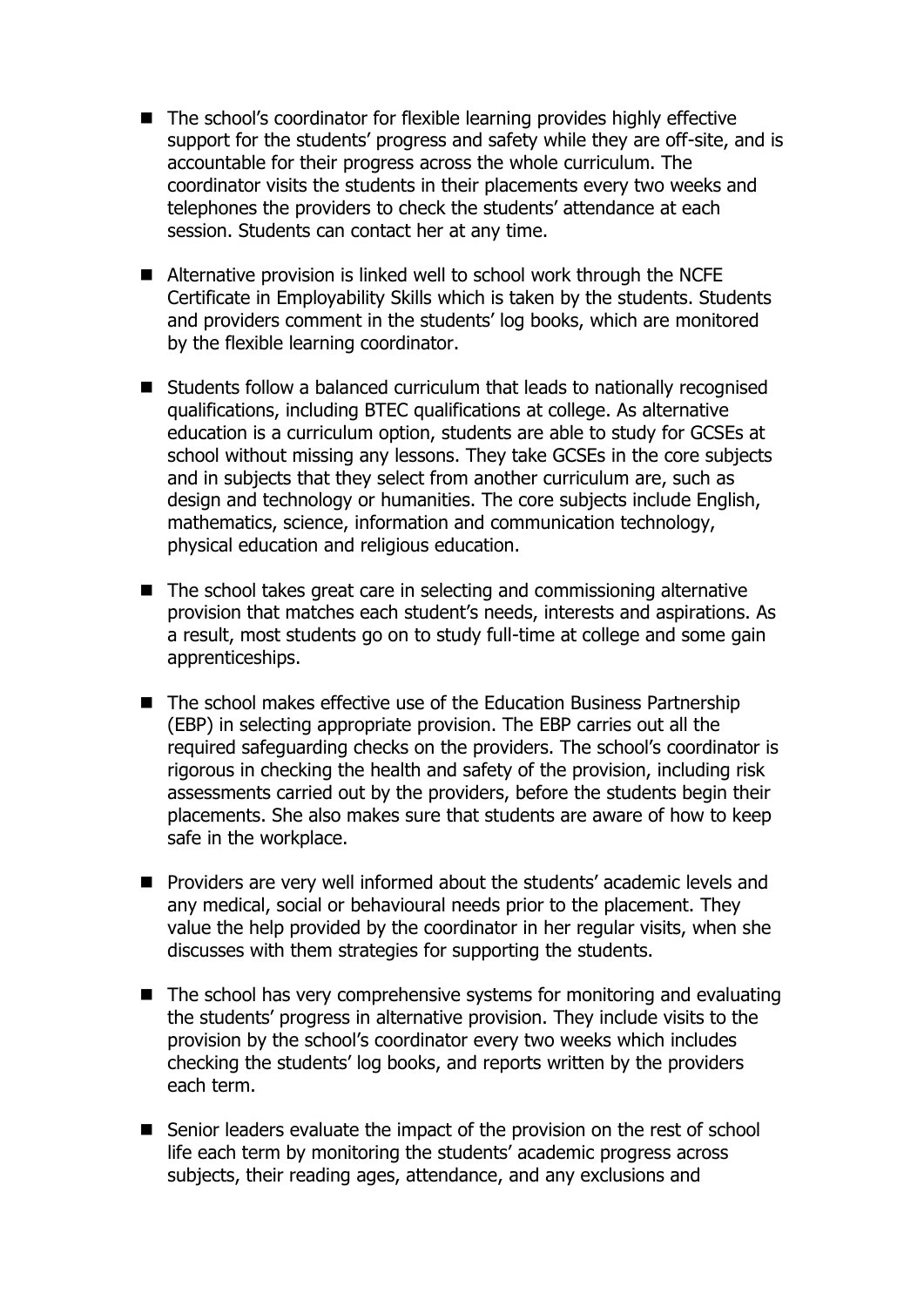- The school's coordinator for flexible learning provides highly effective support for the students' progress and safety while they are off-site, and is accountable for their progress across the whole curriculum. The coordinator visits the students in their placements every two weeks and telephones the providers to check the students' attendance at each session. Students can contact her at any time.

- Alternative provision is linked well to school work through the NCFE Certificate in Employability Skills which is taken by the students. Students and providers comment in the students' log books, which are monitored by the flexible learning coordinator.

- Students follow a balanced curriculum that leads to nationally recognised qualifications, including BTEC qualifications at college. As alternative education is a curriculum option, students are able to study for GCSEs at school without missing any lessons. They take GCSEs in the core subjects and in subjects that they select from another curriculum are, such as design and technology or humanities. The core subjects include English, mathematics, science, information and communication technology, physical education and religious education.

- The school takes great care in selecting and commissioning alternative provision that matches each student's needs, interests and aspirations. As a result, most students go on to study full-time at college and some gain apprenticeships.

- The school makes effective use of the Education Business Partnership (EBP) in selecting appropriate provision. The EBP carries out all the required safeguarding checks on the providers. The school's coordinator is rigorous in checking the health and safety of the provision, including risk assessments carried out by the providers, before the students begin their placements. She also makes sure that students are aware of how to keep safe in the workplace.

- Providers are very well informed about the students' academic levels and any medical, social or behavioural needs prior to the placement. They value the help provided by the coordinator in her regular visits, when she discusses with them strategies for supporting the students.

- The school has very comprehensive systems for monitoring and evaluating the students' progress in alternative provision. They include visits to the provision by the school's coordinator every two weeks which includes checking the students' log books, and reports written by the providers each term.

- Senior leaders evaluate the impact of the provision on the rest of school life each term by monitoring the students' academic progress across subjects, their reading ages, attendance, and any exclusions and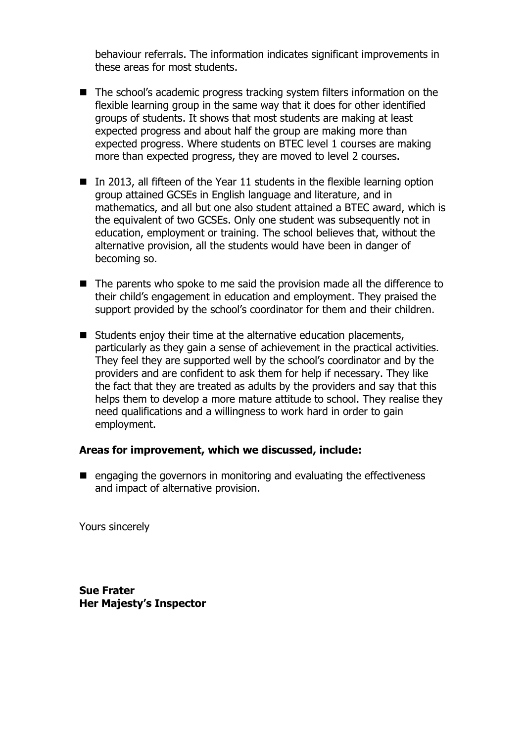behaviour referrals. The information indicates significant improvements in these areas for most students.

- The school's academic progress tracking system filters information on the flexible learning group in the same way that it does for other identified groups of students. It shows that most students are making at least expected progress and about half the group are making more than expected progress. Where students on BTEC level 1 courses are making more than expected progress, they are moved to level 2 courses.

- In 2013, all fifteen of the Year 11 students in the flexible learning option group attained GCSEs in English language and literature, and in mathematics, and all but one also student attained a BTEC award, which is the equivalent of two GCSEs. Only one student was subsequently not in education, employment or training. The school believes that, without the alternative provision, all the students would have been in danger of becoming so.

- The parents who spoke to me said the provision made all the difference to their child's engagement in education and employment. They praised the support provided by the school's coordinator for them and their children.

- Students enjoy their time at the alternative education placements, particularly as they gain a sense of achievement in the practical activities. They feel they are supported well by the school's coordinator and by the providers and are confident to ask them for help if necessary. They like the fact that they are treated as adults by the providers and say that this helps them to develop a more mature attitude to school. They realise they need qualifications and a willingness to work hard in order to gain employment.

**Areas for improvement, which we discussed, include:**

- engaging the governors in monitoring and evaluating the effectiveness and impact of alternative provision.

Yours sincerely

**Sue Frater**
**Her Majesty's Inspector**